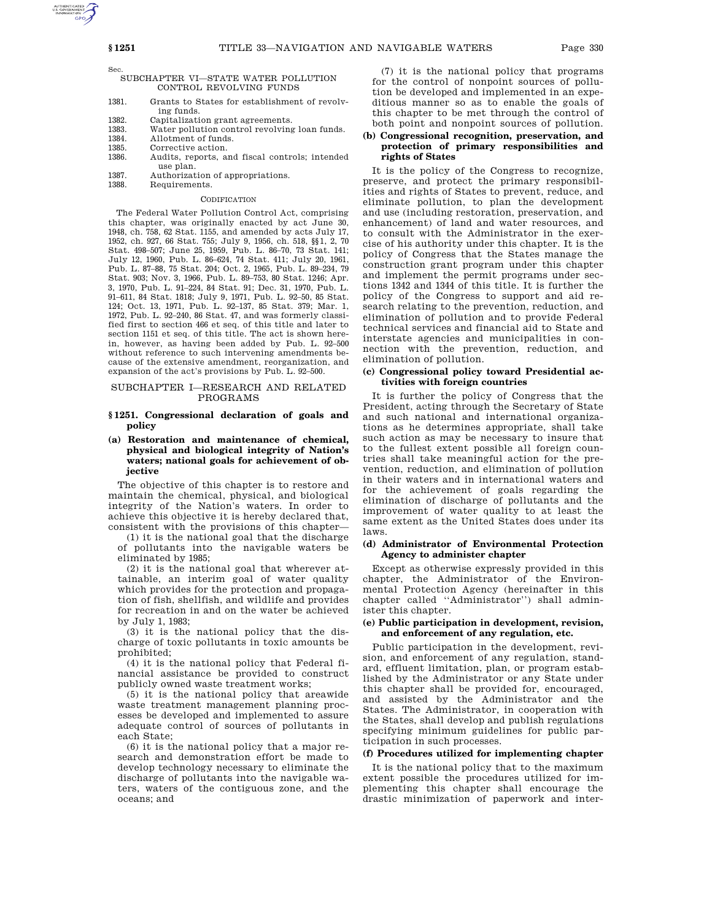Sec.

SUBCHAPTER VI—STATE WATER POLLUTION CONTROL REVOLVING FUNDS

1381. Grants to States for establishment of revolving funds.
1382. Capitalization grant agreements.
1383. Water pollution control revolving loan funds.
1384. Allotment of funds.
1385. Corrective action.
1386. Audits, reports, and fiscal controls; intended use plan.
1387. Authorization of appropriations.
1388. Requirements.

CODIFICATION

The Federal Water Pollution Control Act, comprising this chapter, was originally enacted by act June 30, 1948, ch. 758, 62 Stat. 1155, and amended by acts July 17, 1952, ch. 927, 66 Stat. 755; July 9, 1956, ch. 518, §§1, 2, 70 Stat. 498–507; June 25, 1959, Pub. L. 86–70, 73 Stat. 141; July 12, 1960, Pub. L. 86–624, 74 Stat. 411; July 20, 1961, Pub. L. 87–88, 75 Stat. 204; Oct. 2, 1965, Pub. L. 89–234, 79 Stat. 903; Nov. 3, 1966, Pub. L. 89–753, 80 Stat. 1246; Apr. 3, 1970, Pub. L. 91–224, 84 Stat. 91; Dec. 31, 1970, Pub. L. 91–611, 84 Stat. 1818; July 9, 1971, Pub. L. 92–50, 85 Stat. 124; Oct. 13, 1971, Pub. L. 92–137, 85 Stat. 379; Mar. 1, 1972, Pub. L. 92–240, 86 Stat. 47, and was formerly classified first to section 466 et seq. of this title and later to section 1151 et seq. of this title. The act is shown herein, however, as having been added by Pub. L. 92–500 without reference to such intervening amendments because of the extensive amendment, reorganization, and expansion of the act's provisions by Pub. L. 92–500.

## SUBCHAPTER I—RESEARCH AND RELATED PROGRAMS

### §1251. Congressional declaration of goals and policy

#### (a) Restoration and maintenance of chemical, physical and biological integrity of Nation's waters; national goals for achievement of objective

The objective of this chapter is to restore and maintain the chemical, physical, and biological integrity of the Nation's waters. In order to achieve this objective it is hereby declared that, consistent with the provisions of this chapter—

(1) it is the national goal that the discharge of pollutants into the navigable waters be eliminated by 1985;

(2) it is the national goal that wherever attainable, an interim goal of water quality which provides for the protection and propagation of fish, shellfish, and wildlife and provides for recreation in and on the water be achieved by July 1, 1983;

(3) it is the national policy that the discharge of toxic pollutants in toxic amounts be prohibited;

(4) it is the national policy that Federal financial assistance be provided to construct publicly owned waste treatment works;

(5) it is the national policy that areawide waste treatment management planning processes be developed and implemented to assure adequate control of sources of pollutants in each State;

(6) it is the national policy that a major research and demonstration effort be made to develop technology necessary to eliminate the discharge of pollutants into the navigable waters, waters of the contiguous zone, and the oceans; and

(7) it is the national policy that programs for the control of nonpoint sources of pollution be developed and implemented in an expeditious manner so as to enable the goals of this chapter to be met through the control of both point and nonpoint sources of pollution.

#### (b) Congressional recognition, preservation, and protection of primary responsibilities and rights of States

It is the policy of the Congress to recognize, preserve, and protect the primary responsibilities and rights of States to prevent, reduce, and eliminate pollution, to plan the development and use (including restoration, preservation, and enhancement) of land and water resources, and to consult with the Administrator in the exercise of his authority under this chapter. It is the policy of Congress that the States manage the construction grant program under this chapter and implement the permit programs under sections 1342 and 1344 of this title. It is further the policy of the Congress to support and aid research relating to the prevention, reduction, and elimination of pollution and to provide Federal technical services and financial aid to State and interstate agencies and municipalities in connection with the prevention, reduction, and elimination of pollution.

#### (c) Congressional policy toward Presidential activities with foreign countries

It is further the policy of Congress that the President, acting through the Secretary of State and such national and international organizations as he determines appropriate, shall take such action as may be necessary to insure that to the fullest extent possible all foreign countries shall take meaningful action for the prevention, reduction, and elimination of pollution in their waters and in international waters and for the achievement of goals regarding the elimination of discharge of pollutants and the improvement of water quality to at least the same extent as the United States does under its laws.

#### (d) Administrator of Environmental Protection Agency to administer chapter

Except as otherwise expressly provided in this chapter, the Administrator of the Environmental Protection Agency (hereinafter in this chapter called ''Administrator'') shall administer this chapter.

#### (e) Public participation in development, revision, and enforcement of any regulation, etc.

Public participation in the development, revision, and enforcement of any regulation, standard, effluent limitation, plan, or program established by the Administrator or any State under this chapter shall be provided for, encouraged, and assisted by the Administrator and the States. The Administrator, in cooperation with the States, shall develop and publish regulations specifying minimum guidelines for public participation in such processes.

#### (f) Procedures utilized for implementing chapter

It is the national policy that to the maximum extent possible the procedures utilized for implementing this chapter shall encourage the drastic minimization of paperwork and inter-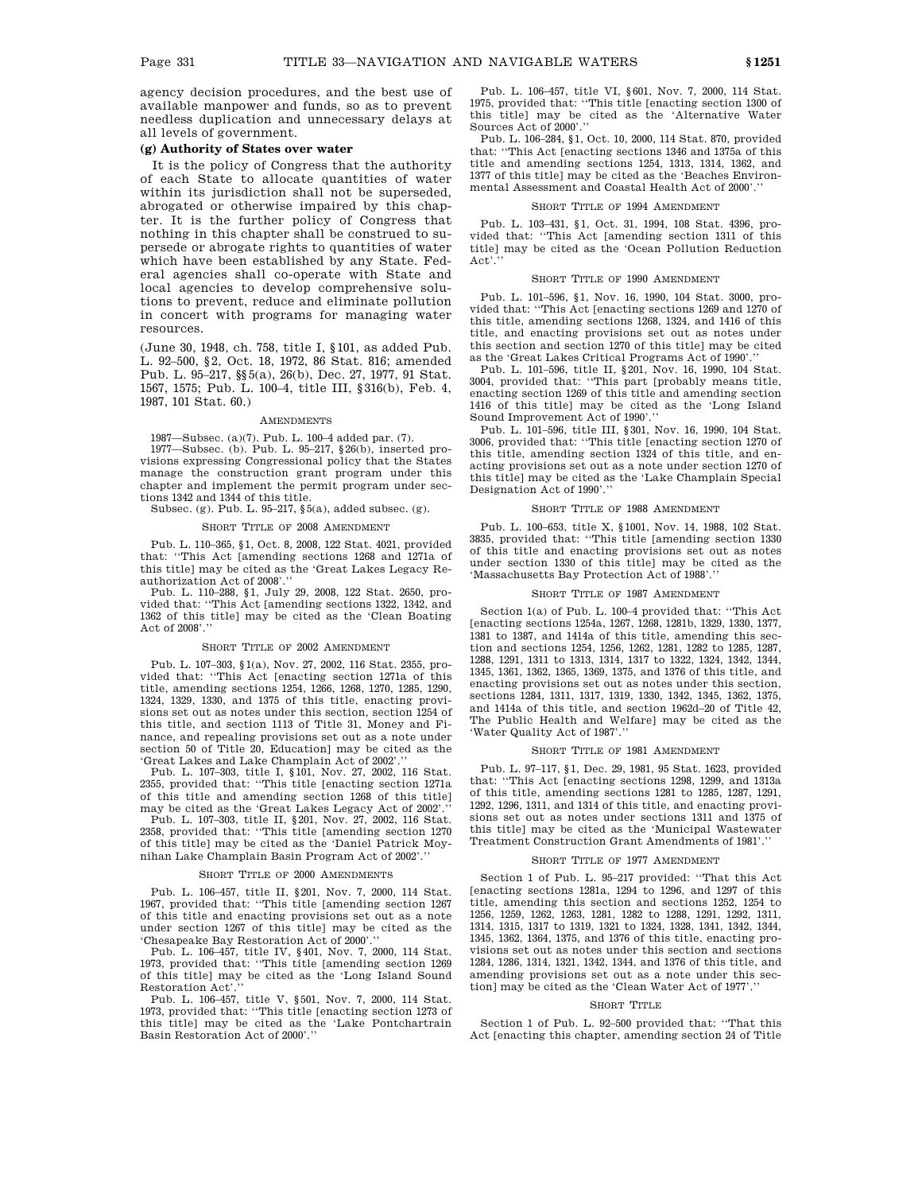agency decision procedures, and the best use of available manpower and funds, so as to prevent needless duplication and unnecessary delays at all levels of government.

**(g) Authority of States over water**

It is the policy of Congress that the authority of each State to allocate quantities of water within its jurisdiction shall not be superseded, abrogated or otherwise impaired by this chapter. It is the further policy of Congress that nothing in this chapter shall be construed to supersede or abrogate rights to quantities of water which have been established by any State. Federal agencies shall co-operate with State and local agencies to develop comprehensive solutions to prevent, reduce and eliminate pollution in concert with programs for managing water resources.

(June 30, 1948, ch. 758, title I, §101, as added Pub. L. 92–500, §2, Oct. 18, 1972, 86 Stat. 816; amended Pub. L. 95–217, §§5(a), 26(b), Dec. 27, 1977, 91 Stat. 1567, 1575; Pub. L. 100–4, title III, §316(b), Feb. 4, 1987, 101 Stat. 60.)

AMENDMENTS

1987—Subsec. (a)(7). Pub. L. 100–4 added par. (7).

1977—Subsec. (b). Pub. L. 95–217, §26(b), inserted provisions expressing Congressional policy that the States manage the construction grant program under this chapter and implement the permit program under sections 1342 and 1344 of this title.

Subsec. (g). Pub. L. 95–217, §5(a), added subsec. (g).

SHORT TITLE OF 2008 AMENDMENT

Pub. L. 110–365, §1, Oct. 8, 2008, 122 Stat. 4021, provided that: "This Act [amending sections 1268 and 1271a of this title] may be cited as the 'Great Lakes Legacy Reauthorization Act of 2008'."

Pub. L. 110–288, §1, July 29, 2008, 122 Stat. 2650, provided that: "This Act [amending sections 1322, 1342, and 1362 of this title] may be cited as the 'Clean Boating Act of 2008'."

SHORT TITLE OF 2002 AMENDMENT

Pub. L. 107–303, §1(a), Nov. 27, 2002, 116 Stat. 2355, provided that: "This Act [enacting section 1271a of this title, amending sections 1254, 1266, 1268, 1270, 1285, 1290, 1324, 1329, 1330, and 1375 of this title, enacting provisions set out as notes under this section, section 1254 of this title, and section 1113 of Title 31, Money and Finance, and repealing provisions set out as a note under section 50 of Title 20, Education] may be cited as the 'Great Lakes and Lake Champlain Act of 2002'."

Pub. L. 107–303, title I, §101, Nov. 27, 2002, 116 Stat. 2355, provided that: "This title [enacting section 1271a of this title and amending section 1268 of this title] may be cited as the 'Great Lakes Legacy Act of 2002'."

Pub. L. 107–303, title II, §201, Nov. 27, 2002, 116 Stat. 2358, provided that: "This title [amending section 1270 of this title] may be cited as the 'Daniel Patrick Moynihan Lake Champlain Basin Program Act of 2002'."

SHORT TITLE OF 2000 AMENDMENTS

Pub. L. 106–457, title II, §201, Nov. 7, 2000, 114 Stat. 1967, provided that: "This title [amending section 1267 of this title and enacting provisions set out as a note under section 1267 of this title] may be cited as the 'Chesapeake Bay Restoration Act of 2000'."

Pub. L. 106–457, title IV, §401, Nov. 7, 2000, 114 Stat. 1973, provided that: "This title [amending section 1269 of this title] may be cited as the 'Long Island Sound Restoration Act'."

Pub. L. 106–457, title V, §501, Nov. 7, 2000, 114 Stat. 1973, provided that: "This title [enacting section 1273 of this title] may be cited as the 'Lake Pontchartrain Basin Restoration Act of 2000'."

Pub. L. 106–457, title VI, §601, Nov. 7, 2000, 114 Stat. 1975, provided that: "This title [enacting section 1300 of this title] may be cited as the 'Alternative Water Sources Act of 2000'."

Pub. L. 106–284, §1, Oct. 10, 2000, 114 Stat. 870, provided that: "This Act [enacting sections 1346 and 1375a of this title and amending sections 1254, 1313, 1314, 1362, and 1377 of this title] may be cited as the 'Beaches Environmental Assessment and Coastal Health Act of 2000'."

SHORT TITLE OF 1994 AMENDMENT

Pub. L. 103–431, §1, Oct. 31, 1994, 108 Stat. 4396, provided that: "This Act [amending section 1311 of this title] may be cited as the 'Ocean Pollution Reduction Act'."

SHORT TITLE OF 1990 AMENDMENT

Pub. L. 101–596, §1, Nov. 16, 1990, 104 Stat. 3000, provided that: "This Act [enacting sections 1269 and 1270 of this title, amending sections 1268, 1324, and 1416 of this title, and enacting provisions set out as notes under this section and section 1270 of this title] may be cited as the 'Great Lakes Critical Programs Act of 1990'."

Pub. L. 101–596, title II, §201, Nov. 16, 1990, 104 Stat. 3004, provided that: "This part [probably means title, enacting section 1269 of this title and amending section 1416 of this title] may be cited as the 'Long Island Sound Improvement Act of 1990'."

Pub. L. 101–596, title III, §301, Nov. 16, 1990, 104 Stat. 3006, provided that: "This title [enacting section 1270 of this title, amending section 1324 of this title, and enacting provisions set out as a note under section 1270 of this title] may be cited as the 'Lake Champlain Special Designation Act of 1990'."

SHORT TITLE OF 1988 AMENDMENT

Pub. L. 100–653, title X, §1001, Nov. 14, 1988, 102 Stat. 3835, provided that: "This title [amending section 1330 of this title and enacting provisions set out as notes under section 1330 of this title] may be cited as the 'Massachusetts Bay Protection Act of 1988'."

SHORT TITLE OF 1987 AMENDMENT

Section 1(a) of Pub. L. 100–4 provided that: "This Act [enacting sections 1254a, 1267, 1268, 1281b, 1329, 1330, 1377, 1381 to 1387, and 1414a of this title, amending this section and sections 1254, 1256, 1262, 1281, 1282 to 1285, 1287, 1288, 1291, 1311 to 1313, 1314, 1317 to 1322, 1324, 1342, 1344, 1345, 1361, 1362, 1365, 1369, 1375, and 1376 of this title, and enacting provisions set out as notes under this section, sections 1284, 1311, 1317, 1319, 1330, 1342, 1345, 1362, 1375, and 1414a of this title, and section 1962d–20 of Title 42, The Public Health and Welfare] may be cited as the 'Water Quality Act of 1987'."

SHORT TITLE OF 1981 AMENDMENT

Pub. L. 97–117, §1, Dec. 29, 1981, 95 Stat. 1623, provided that: "This Act [enacting sections 1298, 1299, and 1313a of this title, amending sections 1281 to 1285, 1287, 1291, 1292, 1296, 1311, and 1314 of this title, and enacting provisions set out as notes under sections 1311 and 1375 of this title] may be cited as the 'Municipal Wastewater Treatment Construction Grant Amendments of 1981'."

SHORT TITLE OF 1977 AMENDMENT

Section 1 of Pub. L. 95–217 provided: "That this Act [enacting sections 1281a, 1294 to 1296, and 1297 of this title, amending this section and sections 1252, 1254 to 1256, 1259, 1262, 1263, 1281, 1282 to 1288, 1291, 1292, 1311, 1314, 1315, 1317 to 1319, 1321 to 1324, 1328, 1341, 1342, 1344, 1345, 1362, 1364, 1375, and 1376 of this title, enacting provisions set out as notes under this section and sections 1284, 1286, 1314, 1321, 1342, 1344, and 1376 of this title, and amending provisions set out as a note under this section] may be cited as the 'Clean Water Act of 1977'."

SHORT TITLE

Section 1 of Pub. L. 92–500 provided that: "That this Act [enacting this chapter, amending section 24 of Title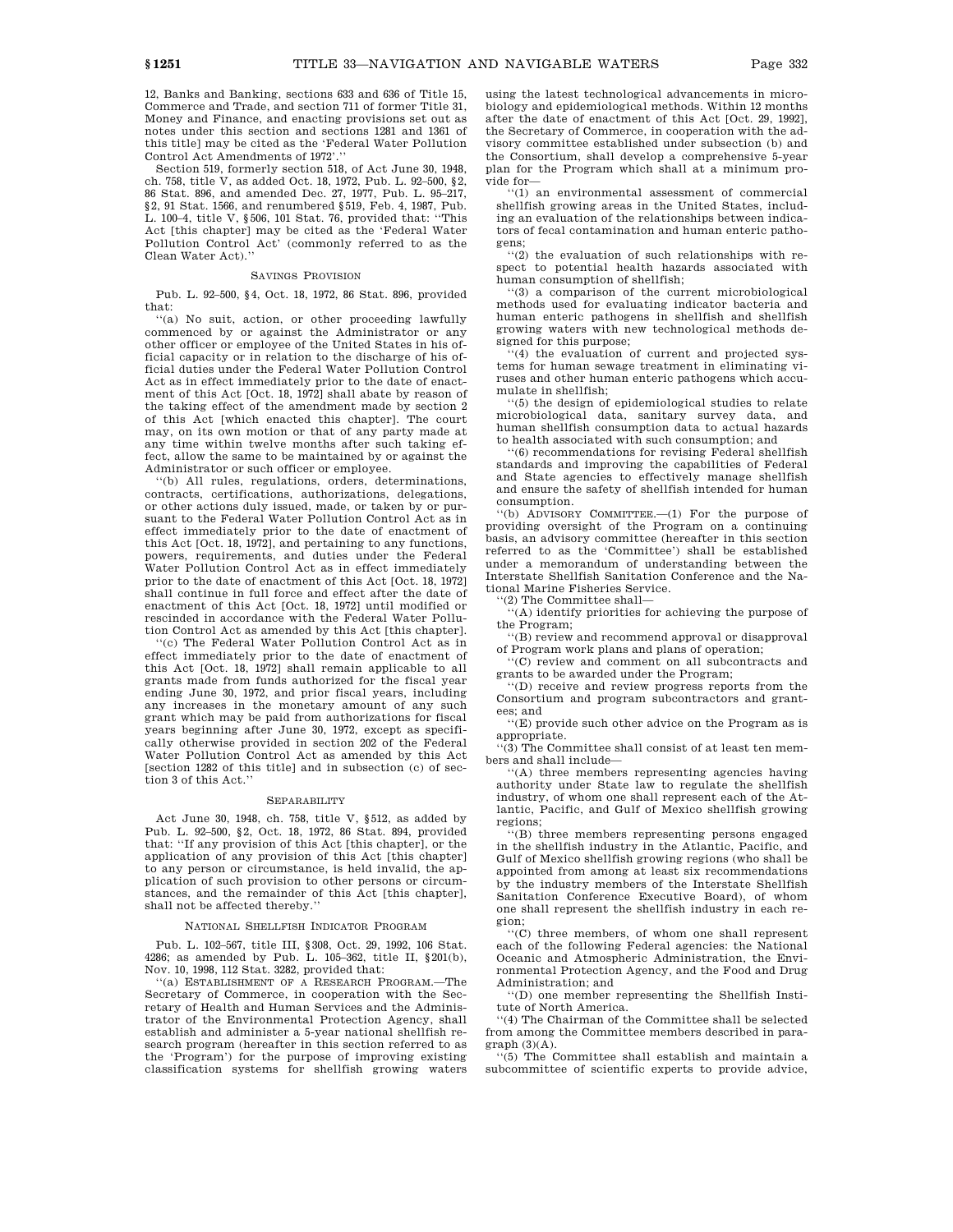12, Banks and Banking, sections 633 and 636 of Title 15, Commerce and Trade, and section 711 of former Title 31, Money and Finance, and enacting provisions set out as notes under this section and sections 1281 and 1361 of this title] may be cited as the 'Federal Water Pollution Control Act Amendments of 1972'.''

Section 519, formerly section 518, of act June 30, 1948, ch. 758, title V, as added Oct. 18, 1972, Pub. L. 92–500, §2, 86 Stat. 896, and amended Dec. 27, 1977, Pub. L. 95–217, §2, 91 Stat. 1566, and renumbered §519, Feb. 4, 1987, Pub. L. 100–4, title V, §506, 101 Stat. 76, provided that: ''This Act [this chapter] may be cited as the 'Federal Water Pollution Control Act' (commonly referred to as the Clean Water Act).''

### SAVINGS PROVISION

Pub. L. 92–500, §4, Oct. 18, 1972, 86 Stat. 896, provided that:

''(a) No suit, action, or other proceeding lawfully commenced by or against the Administrator or any other officer or employee of the United States in his official capacity or in relation to the discharge of his official duties under the Federal Water Pollution Control Act as in effect immediately prior to the date of enactment of this Act [Oct. 18, 1972] shall abate by reason of the taking effect of the amendment made by section 2 of this Act [which enacted this chapter]. The court may, on its own motion or that of any party made at any time within twelve months after such taking effect, allow the same to be maintained by or against the Administrator or such officer or employee.

''(b) All rules, regulations, orders, determinations, contracts, certifications, authorizations, delegations, or other actions duly issued, made, or taken by or pursuant to the Federal Water Pollution Control Act as in effect immediately prior to the date of enactment of this Act [Oct. 18, 1972], and pertaining to any functions, powers, requirements, and duties under the Federal Water Pollution Control Act as in effect immediately prior to the date of enactment of this Act [Oct. 18, 1972] shall continue in full force and effect after the date of enactment of this Act [Oct. 18, 1972] until modified or rescinded in accordance with the Federal Water Pollution Control Act as amended by this Act [this chapter].

''(c) The Federal Water Pollution Control Act as in effect immediately prior to the date of enactment of this Act [Oct. 18, 1972] shall remain applicable to all grants made from funds authorized for the fiscal year ending June 30, 1972, and prior fiscal years, including any increases in the monetary amount of any such grant which may be paid from authorizations for fiscal years beginning after June 30, 1972, except as specifically otherwise provided in section 202 of the Federal Water Pollution Control Act as amended by this Act [section 1282 of this title] and in subsection (c) of section 3 of this Act.''

### SEPARABILITY

Act June 30, 1948, ch. 758, title V, §512, as added by Pub. L. 92–500, §2, Oct. 18, 1972, 86 Stat. 894, provided that: ''If any provision of this Act [this chapter], or the application of any provision of this Act [this chapter] to any person or circumstance, is held invalid, the application of such provision to other persons or circumstances, and the remainder of this Act [this chapter], shall not be affected thereby.''

### NATIONAL SHELLFISH INDICATOR PROGRAM

Pub. L. 102–567, title III, §308, Oct. 29, 1992, 106 Stat. 4286; as amended by Pub. L. 105–362, title II, §201(b), Nov. 10, 1998, 112 Stat. 3282, provided that:

''(a) ESTABLISHMENT OF A RESEARCH PROGRAM.—The Secretary of Commerce, in cooperation with the Secretary of Health and Human Services and the Administrator of the Environmental Protection Agency, shall establish and administer a 5-year national shellfish research program (hereafter in this section referred to as the 'Program') for the purpose of improving existing classification systems for shellfish growing waters using the latest technological advancements in microbiology and epidemiological methods. Within 12 months after the date of enactment of this Act [Oct. 29, 1992], the Secretary of Commerce, in cooperation with the advisory committee established under subsection (b) and the Consortium, shall develop a comprehensive 5-year plan for the Program which shall at a minimum provide for—

''(1) an environmental assessment of commercial shellfish growing areas in the United States, including an evaluation of the relationships between indicators of fecal contamination and human enteric pathogens;

''(2) the evaluation of such relationships with respect to potential health hazards associated with human consumption of shellfish;

''(3) a comparison of the current microbiological methods used for evaluating indicator bacteria and human enteric pathogens in shellfish and shellfish growing waters with new technological methods designed for this purpose;

''(4) the evaluation of current and projected systems for human sewage treatment in eliminating viruses and other human enteric pathogens which accumulate in shellfish;

''(5) the design of epidemiological studies to relate microbiological data, sanitary survey data, and human shellfish consumption data to actual hazards to health associated with such consumption; and

''(6) recommendations for revising Federal shellfish standards and improving the capabilities of Federal and State agencies to effectively manage shellfish and ensure the safety of shellfish intended for human consumption.

''(b) ADVISORY COMMITTEE.—(1) For the purpose of providing oversight of the Program on a continuing basis, an advisory committee (hereafter in this section referred to as the 'Committee') shall be established under a memorandum of understanding between the Interstate Shellfish Sanitation Conference and the National Marine Fisheries Service.

''(2) The Committee shall—

''(A) identify priorities for achieving the purpose of the Program;

''(B) review and recommend approval or disapproval of Program work plans and plans of operation;

''(C) review and comment on all subcontracts and grants to be awarded under the Program;

''(D) receive and review progress reports from the Consortium and program subcontractors and grantees; and

''(E) provide such other advice on the Program as is appropriate.

''(3) The Committee shall consist of at least ten members and shall include—

''(A) three members representing agencies having authority under State law to regulate the shellfish industry, of whom one shall represent each of the Atlantic, Pacific, and Gulf of Mexico shellfish growing regions;

''(B) three members representing persons engaged in the shellfish industry in the Atlantic, Pacific, and Gulf of Mexico shellfish growing regions (who shall be appointed from among at least six recommendations by the industry members of the Interstate Shellfish Sanitation Conference Executive Board), of whom one shall represent the shellfish industry in each region;

''(C) three members, of whom one shall represent each of the following Federal agencies: the National Oceanic and Atmospheric Administration, the Environmental Protection Agency, and the Food and Drug Administration; and

''(D) one member representing the Shellfish Institute of North America.

''(4) The Chairman of the Committee shall be selected from among the Committee members described in paragraph (3)(A).

''(5) The Committee shall establish and maintain a subcommittee of scientific experts to provide advice,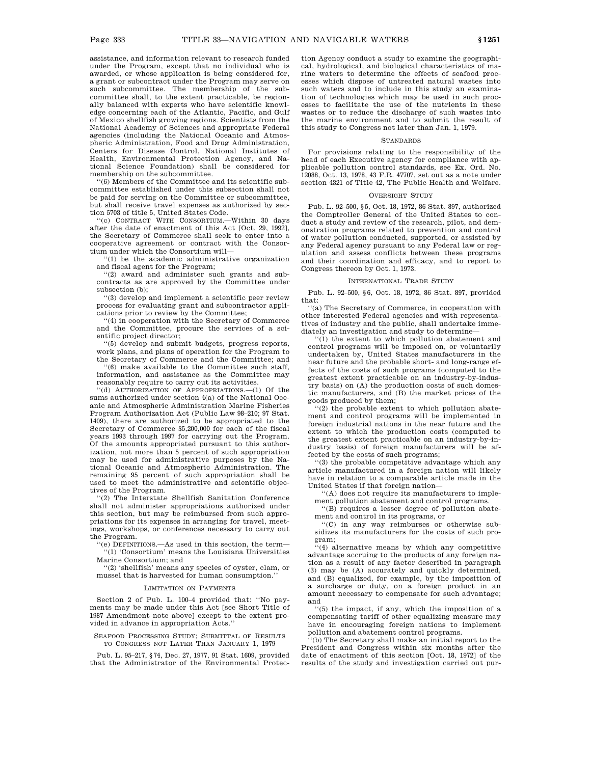assistance, and information relevant to research funded under the Program, except that no individual who is awarded, or whose application is being considered for, a grant or subcontract under the Program may serve on such subcommittee. The membership of the subcommittee shall, to the extent practicable, be regionally balanced with experts who have scientific knowledge concerning each of the Atlantic, Pacific, and Gulf of Mexico shellfish growing regions. Scientists from the National Academy of Sciences and appropriate Federal agencies (including the National Oceanic and Atmospheric Administration, Food and Drug Administration, Centers for Disease Control, National Institutes of Health, Environmental Protection Agency, and National Science Foundation) shall be considered for membership on the subcommittee.

''(6) Members of the Committee and its scientific subcommittee established under this subsection shall not be paid for serving on the Committee or subcommittee, but shall receive travel expenses as authorized by section 5703 of title 5, United States Code.

''(c) CONTRACT WITH CONSORTIUM.—Within 30 days after the date of enactment of this Act [Oct. 29, 1992], the Secretary of Commerce shall seek to enter into a cooperative agreement or contract with the Consortium under which the Consortium will—

''(1) be the academic administrative organization and fiscal agent for the Program;

''(2) award and administer such grants and subcontracts as are approved by the Committee under subsection (b);

''(3) develop and implement a scientific peer review process for evaluating grant and subcontractor applications prior to review by the Committee;

''(4) in cooperation with the Secretary of Commerce and the Committee, procure the services of a scientific project director;

''(5) develop and submit budgets, progress reports, work plans, and plans of operation for the Program to the Secretary of Commerce and the Committee; and

''(6) make available to the Committee such staff, information, and assistance as the Committee may reasonably require to carry out its activities.

''(d) AUTHORIZATION OF APPROPRIATIONS.—(1) Of the sums authorized under section 4(a) of the National Oceanic and Atmospheric Administration Marine Fisheries Program Authorization Act (Public Law 98–210; 97 Stat. 1409), there are authorized to be appropriated to the Secretary of Commerce $5,200,000 for each of the fiscal years 1993 through 1997 for carrying out the Program. Of the amounts appropriated pursuant to this authorization, not more than 5 percent of such appropriation may be used for administrative purposes by the National Oceanic and Atmospheric Administration. The remaining 95 percent of such appropriation shall be used to meet the administrative and scientific objectives of the Program.

''(2) The Interstate Shellfish Sanitation Conference shall not administer appropriations authorized under this section, but may be reimbursed from such appropriations for its expenses in arranging for travel, meetings, workshops, or conferences necessary to carry out the Program.

''(e) DEFINITIONS.—As used in this section, the term—

''(1) 'Consortium' means the Louisiana Universities Marine Consortium; and

''(2) 'shellfish' means any species of oyster, clam, or mussel that is harvested for human consumption.''

LIMITATION ON PAYMENTS

Section 2 of Pub. L. 100–4 provided that: ''No payments may be made under this Act [see Short Title of 1987 Amendment note above] except to the extent provided in advance in appropriation Acts.''

SEAFOOD PROCESSING STUDY; SUBMITTAL OF RESULTS TO CONGRESS NOT LATER THAN JANUARY 1, 1979

Pub. L. 95–217, §74, Dec. 27, 1977, 91 Stat. 1609, provided that the Administrator of the Environmental Protection Agency conduct a study to examine the geographical, hydrological, and biological characteristics of marine waters to determine the effects of seafood processes which dispose of untreated natural wastes into such waters and to include in this study an examination of technologies which may be used in such processes to facilitate the use of the nutrients in these wastes or to reduce the discharge of such wastes into the marine environment and to submit the result of this study to Congress not later than Jan. 1, 1979.

STANDARDS

For provisions relating to the responsibility of the head of each Executive agency for compliance with applicable pollution control standards, see Ex. Ord. No. 12088, Oct. 13, 1978, 43 F.R. 47707, set out as a note under section 4321 of Title 42, The Public Health and Welfare.

OVERSIGHT STUDY

Pub. L. 92–500, §5, Oct. 18, 1972, 86 Stat. 897, authorized the Comptroller General of the United States to conduct a study and review of the research, pilot, and demonstration programs related to prevention and control of water pollution conducted, supported, or assisted by any Federal agency pursuant to any Federal law or regulation and assess conflicts between these programs and their coordination and efficacy, and to report to Congress thereon by Oct. 1, 1973.

INTERNATIONAL TRADE STUDY

Pub. L. 92–500, §6, Oct. 18, 1972, 86 Stat. 897, provided that:

''(a) The Secretary of Commerce, in cooperation with other interested Federal agencies and with representatives of industry and the public, shall undertake immediately an investigation and study to determine—

''(1) the extent to which pollution abatement and control programs will be imposed on, or voluntarily undertaken by, United States manufacturers in the near future and the probable short- and long-range effects of the costs of such programs (computed to the greatest extent practicable on an industry-by-industry basis) on (A) the production costs of such domestic manufacturers, and (B) the market prices of the goods produced by them;

''(2) the probable extent to which pollution abatement and control programs will be implemented in foreign industrial nations in the near future and the extent to which the production costs (computed to the greatest extent practicable on an industry-by-industry basis) of foreign manufacturers will be affected by the costs of such programs;

''(3) the probable competitive advantage which any article manufactured in a foreign nation will likely have in relation to a comparable article made in the United States if that foreign nation—

''(A) does not require its manufacturers to implement pollution abatement and control programs,

''(B) requires a lesser degree of pollution abatement and control in its programs, or

''(C) in any way reimburses or otherwise subsidizes its manufacturers for the costs of such program;

''(4) alternative means by which any competitive advantage accruing to the products of any foreign nation as a result of any factor described in paragraph (3) may be (A) accurately and quickly determined, and (B) equalized, for example, by the imposition of a surcharge or duty, on a foreign product in an amount necessary to compensate for such advantage; and

''(5) the impact, if any, which the imposition of a compensating tariff of other equalizing measure may have in encouraging foreign nations to implement pollution and abatement control programs.

''(b) The Secretary shall make an initial report to the President and Congress within six months after the date of enactment of this section [Oct. 18, 1972] of the results of the study and investigation carried out pur-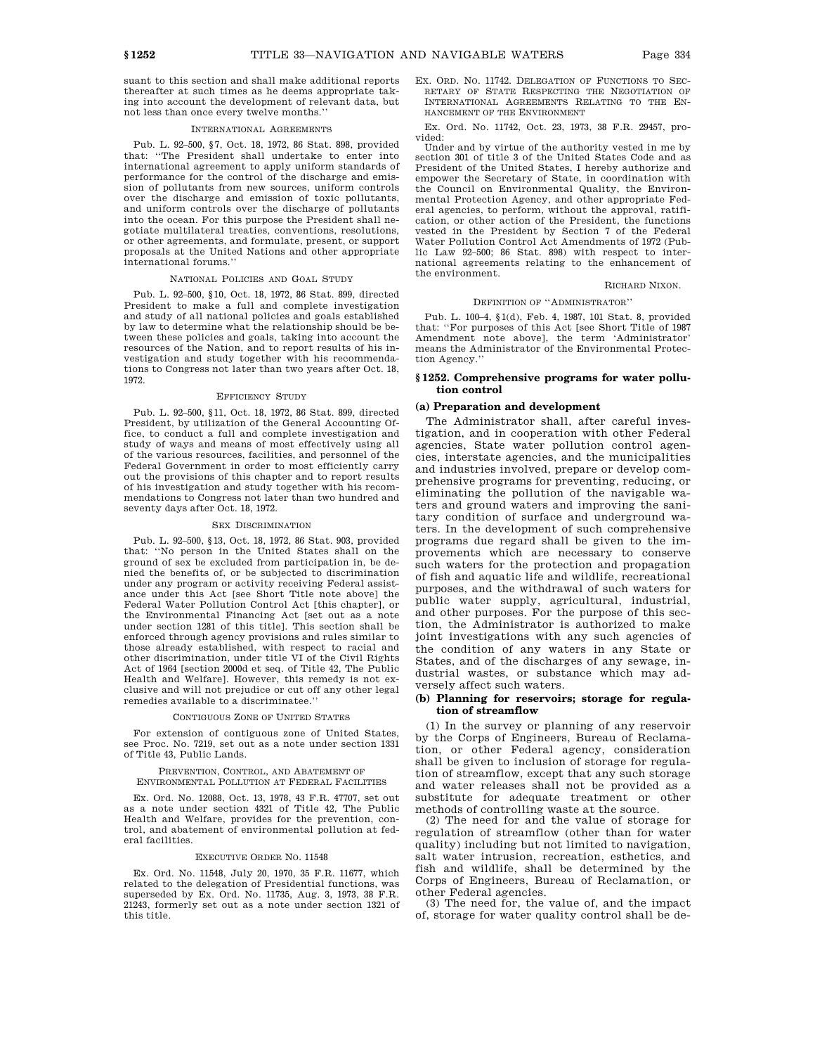suant to this section and shall make additional reports thereafter at such times as he deems appropriate taking into account the development of relevant data, but not less than once every twelve months.''

INTERNATIONAL AGREEMENTS

Pub. L. 92–500, §7, Oct. 18, 1972, 86 Stat. 898, provided that: ''The President shall undertake to enter into international agreement to apply uniform standards of performance for the control of the discharge and emission of pollutants from new sources, uniform controls over the discharge and emission of toxic pollutants, and uniform controls over the discharge of pollutants into the ocean. For this purpose the President shall negotiate multilateral treaties, conventions, resolutions, or other agreements, and formulate, present, or support proposals at the United Nations and other appropriate international forums.''

NATIONAL POLICIES AND GOAL STUDY

Pub. L. 92–500, §10, Oct. 18, 1972, 86 Stat. 899, directed President to make a full and complete investigation and study of all national policies and goals established by law to determine what the relationship should be between these policies and goals, taking into account the resources of the Nation, and to report results of his investigation and study together with his recommendations to Congress not later than two years after Oct. 18, 1972.

EFFICIENCY STUDY

Pub. L. 92–500, §11, Oct. 18, 1972, 86 Stat. 899, directed President, by utilization of the General Accounting Office, to conduct a full and complete investigation and study of ways and means of most effectively using all of the various resources, facilities, and personnel of the Federal Government in order to most efficiently carry out the provisions of this chapter and to report results of his investigation and study together with his recommendations to Congress not later than two hundred and seventy days after Oct. 18, 1972.

SEX DISCRIMINATION

Pub. L. 92–500, §13, Oct. 18, 1972, 86 Stat. 903, provided that: ''No person in the United States shall on the ground of sex be excluded from participation in, be denied the benefits of, or be subjected to discrimination under any program or activity receiving Federal assistance under this Act [see Short Title note above] the Federal Water Pollution Control Act [this chapter], or the Environmental Financing Act [set out as a note under section 1281 of this title]. This section shall be enforced through agency provisions and rules similar to those already established, with respect to racial and other discrimination, under title VI of the Civil Rights Act of 1964 [section 2000d et seq. of Title 42, The Public Health and Welfare]. However, this remedy is not exclusive and will not prejudice or cut off any other legal remedies available to a discriminatee.''

CONTIGUOUS ZONE OF UNITED STATES

For extension of contiguous zone of United States, see Proc. No. 7219, set out as a note under section 1331 of Title 43, Public Lands.

PREVENTION, CONTROL, AND ABATEMENT OF ENVIRONMENTAL POLLUTION AT FEDERAL FACILITIES

Ex. Ord. No. 12088, Oct. 13, 1978, 43 F.R. 47707, set out as a note under section 4321 of Title 42, The Public Health and Welfare, provides for the prevention, control, and abatement of environmental pollution at federal facilities.

EXECUTIVE ORDER NO. 11548

Ex. Ord. No. 11548, July 20, 1970, 35 F.R. 11677, which related to the delegation of Presidential functions, was superseded by Ex. Ord. No. 11735, Aug. 3, 1973, 38 F.R. 21243, formerly set out as a note under section 1321 of this title.

EX. ORD. NO. 11742. DELEGATION OF FUNCTIONS TO SECRETARY OF STATE RESPECTING THE NEGOTIATION OF INTERNATIONAL AGREEMENTS RELATING TO THE ENHANCEMENT OF THE ENVIRONMENT

Ex. Ord. No. 11742, Oct. 23, 1973, 38 F.R. 29457, provided:

Under and by virtue of the authority vested in me by section 301 of title 3 of the United States Code and as President of the United States, I hereby authorize and empower the Secretary of State, in coordination with the Council on Environmental Quality, the Environmental Protection Agency, and other appropriate Federal agencies, to perform, without the approval, ratification, or other action of the President, the functions vested in the President by Section 7 of the Federal Water Pollution Control Act Amendments of 1972 (Public Law 92–500; 86 Stat. 898) with respect to international agreements relating to the enhancement of the environment.

RICHARD NIXON.

DEFINITION OF ''ADMINISTRATOR''

Pub. L. 100–4, §1(d), Feb. 4, 1987, 101 Stat. 8, provided that: ''For purposes of this Act [see Short Title of 1987 Amendment note above], the term 'Administrator' means the Administrator of the Environmental Protection Agency.''

### §1252. Comprehensive programs for water pollution control

#### (a) Preparation and development

The Administrator shall, after careful investigation, and in cooperation with other Federal agencies, State water pollution control agencies, interstate agencies, and the municipalities and industries involved, prepare or develop comprehensive programs for preventing, reducing, or eliminating the pollution of the navigable waters and ground waters and improving the sanitary condition of surface and underground waters. In the development of such comprehensive programs due regard shall be given to the improvements which are necessary to conserve such waters for the protection and propagation of fish and aquatic life and wildlife, recreational purposes, and the withdrawal of such waters for public water supply, agricultural, industrial, and other purposes. For the purpose of this section, the Administrator is authorized to make joint investigations with any such agencies of the condition of any waters in any State or States, and of the discharges of any sewage, industrial wastes, or substance which may adversely affect such waters.

#### (b) Planning for reservoirs; storage for regulation of streamflow

(1) In the survey or planning of any reservoir by the Corps of Engineers, Bureau of Reclamation, or other Federal agency, consideration shall be given to inclusion of storage for regulation of streamflow, except that any such storage and water releases shall not be provided as a substitute for adequate treatment or other methods of controlling waste at the source.

(2) The need for and the value of storage for regulation of streamflow (other than for water quality) including but not limited to navigation, salt water intrusion, recreation, esthetics, and fish and wildlife, shall be determined by the Corps of Engineers, Bureau of Reclamation, or other Federal agencies.

(3) The need for, the value of, and the impact of, storage for water quality control shall be de-